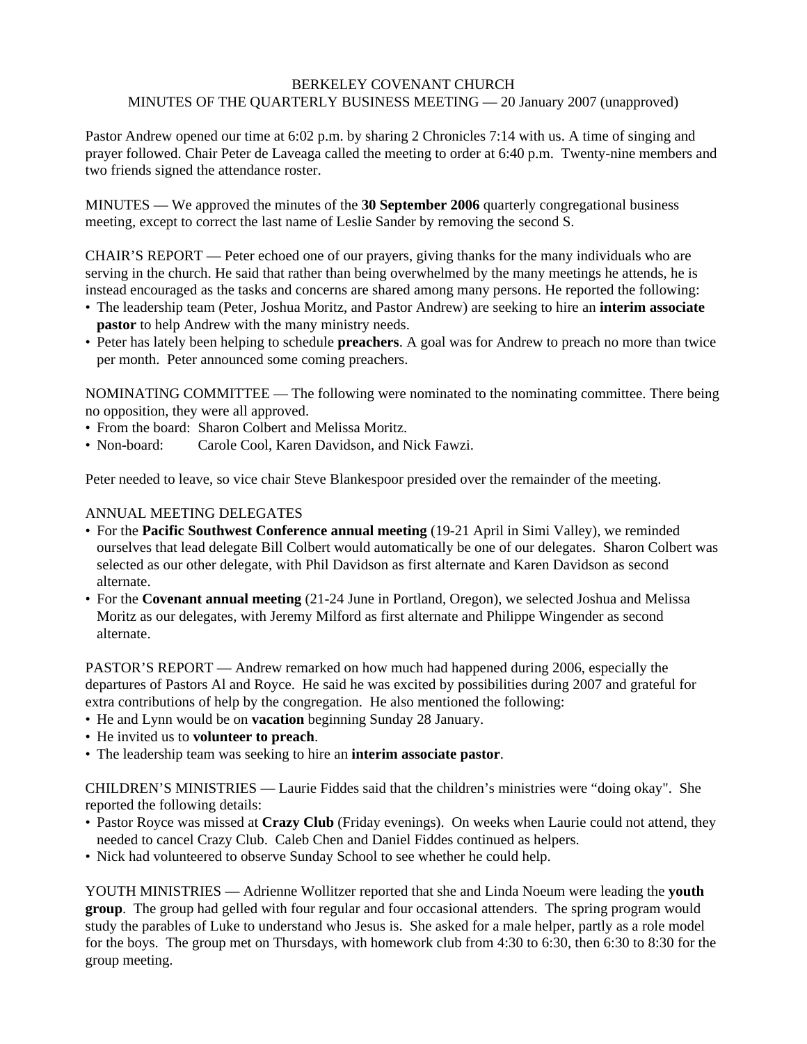# BERKELEY COVENANT CHURCH
## MINUTES OF THE QUARTERLY BUSINESS MEETING — 20 January 2007 (unapproved)

Pastor Andrew opened our time at 6:02 p.m. by sharing 2 Chronicles 7:14 with us. A time of singing and prayer followed. Chair Peter de Laveaga called the meeting to order at 6:40 p.m. Twenty-nine members and two friends signed the attendance roster.

MINUTES — We approved the minutes of the **30 September 2006** quarterly congregational business meeting, except to correct the last name of Leslie Sander by removing the second S.

CHAIR'S REPORT — Peter echoed one of our prayers, giving thanks for the many individuals who are serving in the church. He said that rather than being overwhelmed by the many meetings he attends, he is instead encouraged as the tasks and concerns are shared among many persons. He reported the following:

- The leadership team (Peter, Joshua Moritz, and Pastor Andrew) are seeking to hire an **interim associate pastor** to help Andrew with the many ministry needs.
- Peter has lately been helping to schedule **preachers**. A goal was for Andrew to preach no more than twice per month. Peter announced some coming preachers.

NOMINATING COMMITTEE — The following were nominated to the nominating committee. There being no opposition, they were all approved.

- From the board: Sharon Colbert and Melissa Moritz.
- Non-board: Carole Cool, Karen Davidson, and Nick Fawzi.

Peter needed to leave, so vice chair Steve Blankespoor presided over the remainder of the meeting.

ANNUAL MEETING DELEGATES

- For the **Pacific Southwest Conference annual meeting** (19-21 April in Simi Valley), we reminded ourselves that lead delegate Bill Colbert would automatically be one of our delegates. Sharon Colbert was selected as our other delegate, with Phil Davidson as first alternate and Karen Davidson as second alternate.
- For the **Covenant annual meeting** (21-24 June in Portland, Oregon), we selected Joshua and Melissa Moritz as our delegates, with Jeremy Milford as first alternate and Philippe Wingender as second alternate.

PASTOR'S REPORT — Andrew remarked on how much had happened during 2006, especially the departures of Pastors Al and Royce. He said he was excited by possibilities during 2007 and grateful for extra contributions of help by the congregation. He also mentioned the following:

- He and Lynn would be on **vacation** beginning Sunday 28 January.
- He invited us to **volunteer to preach**.
- The leadership team was seeking to hire an **interim associate pastor**.

CHILDREN'S MINISTRIES — Laurie Fiddes said that the children's ministries were "doing okay". She reported the following details:

- Pastor Royce was missed at **Crazy Club** (Friday evenings). On weeks when Laurie could not attend, they needed to cancel Crazy Club. Caleb Chen and Daniel Fiddes continued as helpers.
- Nick had volunteered to observe Sunday School to see whether he could help.

YOUTH MINISTRIES — Adrienne Wollitzer reported that she and Linda Noeum were leading the **youth group**. The group had gelled with four regular and four occasional attenders. The spring program would study the parables of Luke to understand who Jesus is. She asked for a male helper, partly as a role model for the boys. The group met on Thursdays, with homework club from 4:30 to 6:30, then 6:30 to 8:30 for the group meeting.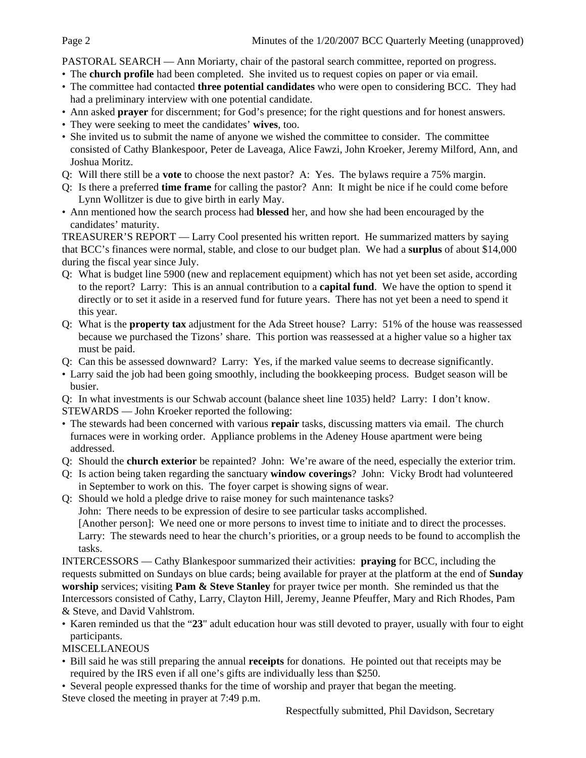PASTORAL SEARCH — Ann Moriarty, chair of the pastoral search committee, reported on progress.

- The **church profile** had been completed. She invited us to request copies on paper or via email.
- The committee had contacted **three potential candidates** who were open to considering BCC. They had had a preliminary interview with one potential candidate.
- Ann asked **prayer** for discernment; for God's presence; for the right questions and for honest answers.
- They were seeking to meet the candidates' **wives**, too.
- She invited us to submit the name of anyone we wished the committee to consider. The committee consisted of Cathy Blankespoor, Peter de Laveaga, Alice Fawzi, John Kroeker, Jeremy Milford, Ann, and Joshua Moritz.

Q: Will there still be a **vote** to choose the next pastor? A: Yes. The bylaws require a 75% margin.

Q: Is there a preferred **time frame** for calling the pastor? Ann: It might be nice if he could come before Lynn Wollitzer is due to give birth in early May.

- Ann mentioned how the search process had **blessed** her, and how she had been encouraged by the candidates' maturity.

TREASURER'S REPORT — Larry Cool presented his written report. He summarized matters by saying that BCC's finances were normal, stable, and close to our budget plan. We had a **surplus** of about $14,000 during the fiscal year since July.

Q: What is budget line 5900 (new and replacement equipment) which has not yet been set aside, according to the report? Larry: This is an annual contribution to a **capital fund**. We have the option to spend it directly or to set it aside in a reserved fund for future years. There has not yet been a need to spend it this year.

Q: What is the **property tax** adjustment for the Ada Street house? Larry: 51% of the house was reassessed because we purchased the Tizons' share. This portion was reassessed at a higher value so a higher tax must be paid.

Q: Can this be assessed downward? Larry: Yes, if the marked value seems to decrease significantly.

- Larry said the job had been going smoothly, including the bookkeeping process. Budget season will be busier.

Q: In what investments is our Schwab account (balance sheet line 1035) held? Larry: I don't know.

STEWARDS — John Kroeker reported the following:

- The stewards had been concerned with various **repair** tasks, discussing matters via email. The church furnaces were in working order. Appliance problems in the Adeney House apartment were being addressed.

Q: Should the **church exterior** be repainted? John: We're aware of the need, especially the exterior trim.

Q: Is action being taken regarding the sanctuary **window coverings**? John: Vicky Brodt had volunteered in September to work on this. The foyer carpet is showing signs of wear.

Q: Should we hold a pledge drive to raise money for such maintenance tasks?
John: There needs to be expression of desire to see particular tasks accomplished.
[Another person]: We need one or more persons to invest time to initiate and to direct the processes.
Larry: The stewards need to hear the church's priorities, or a group needs to be found to accomplish the tasks.

INTERCESSORS — Cathy Blankespoor summarized their activities: **praying** for BCC, including the requests submitted on Sundays on blue cards; being available for prayer at the platform at the end of **Sunday worship** services; visiting **Pam & Steve Stanley** for prayer twice per month. She reminded us that the Intercessors consisted of Cathy, Larry, Clayton Hill, Jeremy, Jeanne Pfeuffer, Mary and Rich Rhodes, Pam & Steve, and David Vahlstrom.

- Karen reminded us that the "**23**" adult education hour was still devoted to prayer, usually with four to eight participants.

MISCELLANEOUS

- Bill said he was still preparing the annual **receipts** for donations. He pointed out that receipts may be required by the IRS even if all one's gifts are individually less than $250.
- Several people expressed thanks for the time of worship and prayer that began the meeting.

Steve closed the meeting in prayer at 7:49 p.m.

Respectfully submitted, Phil Davidson, Secretary